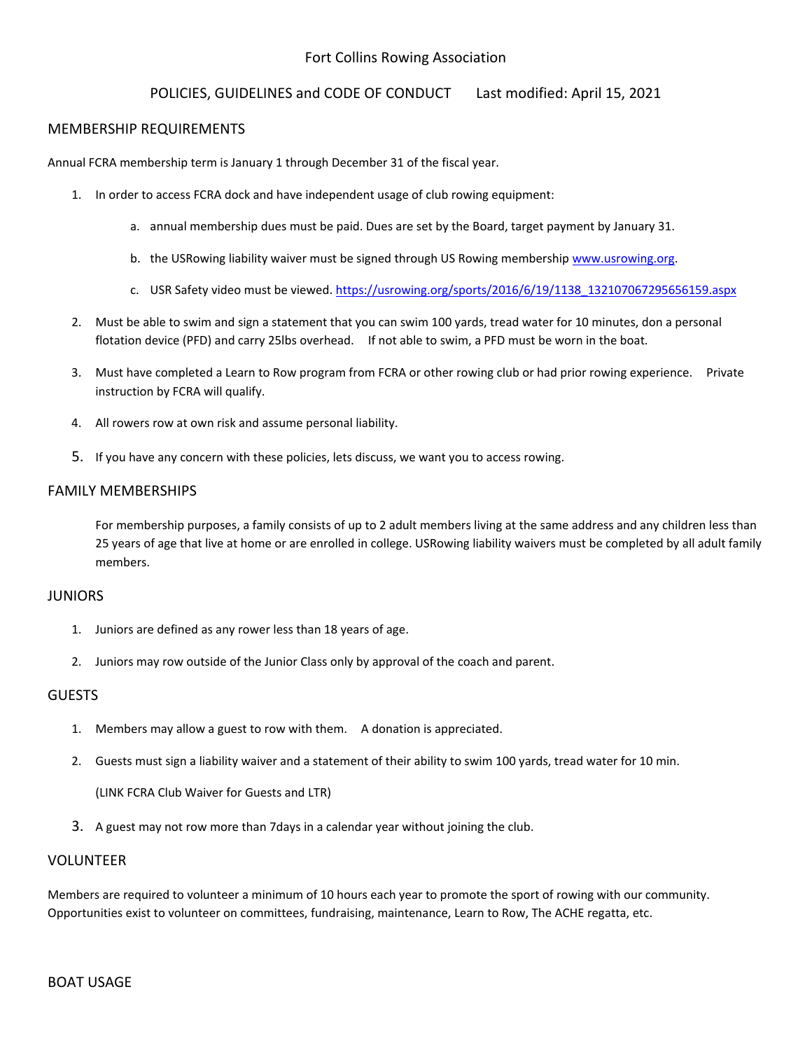Fort Collins Rowing Association

POLICIES, GUIDELINES and CODE OF CONDUCT      Last modified: April 15, 2021

## MEMBERSHIP REQUIREMENTS

Annual FCRA membership term is January 1 through December 31 of the fiscal year.

1. In order to access FCRA dock and have independent usage of club rowing equipment:
   a. annual membership dues must be paid. Dues are set by the Board, target payment by January 31.
   b. the USRowing liability waiver must be signed through US Rowing membership www.usrowing.org.
   c. USR Safety video must be viewed. https://usrowing.org/sports/2016/6/19/1138_132107067295656159.aspx
2. Must be able to swim and sign a statement that you can swim 100 yards, tread water for 10 minutes, don a personal flotation device (PFD) and carry 25lbs overhead.    If not able to swim, a PFD must be worn in the boat.
3. Must have completed a Learn to Row program from FCRA or other rowing club or had prior rowing experience.    Private instruction by FCRA will qualify.
4. All rowers row at own risk and assume personal liability.
5. If you have any concern with these policies, lets discuss, we want you to access rowing.

## FAMILY MEMBERSHIPS

For membership purposes, a family consists of up to 2 adult members living at the same address and any children less than 25 years of age that live at home or are enrolled in college. USRowing liability waivers must be completed by all adult family members.

## JUNIORS

1. Juniors are defined as any rower less than 18 years of age.
2. Juniors may row outside of the Junior Class only by approval of the coach and parent.

## GUESTS

1. Members may allow a guest to row with them.    A donation is appreciated.
2. Guests must sign a liability waiver and a statement of their ability to swim 100 yards, tread water for 10 min.

   (LINK FCRA Club Waiver for Guests and LTR)
3. A guest may not row more than 7days in a calendar year without joining the club.

## VOLUNTEER

Members are required to volunteer a minimum of 10 hours each year to promote the sport of rowing with our community. Opportunities exist to volunteer on committees, fundraising, maintenance, Learn to Row, The ACHE regatta, etc.

## BOAT USAGE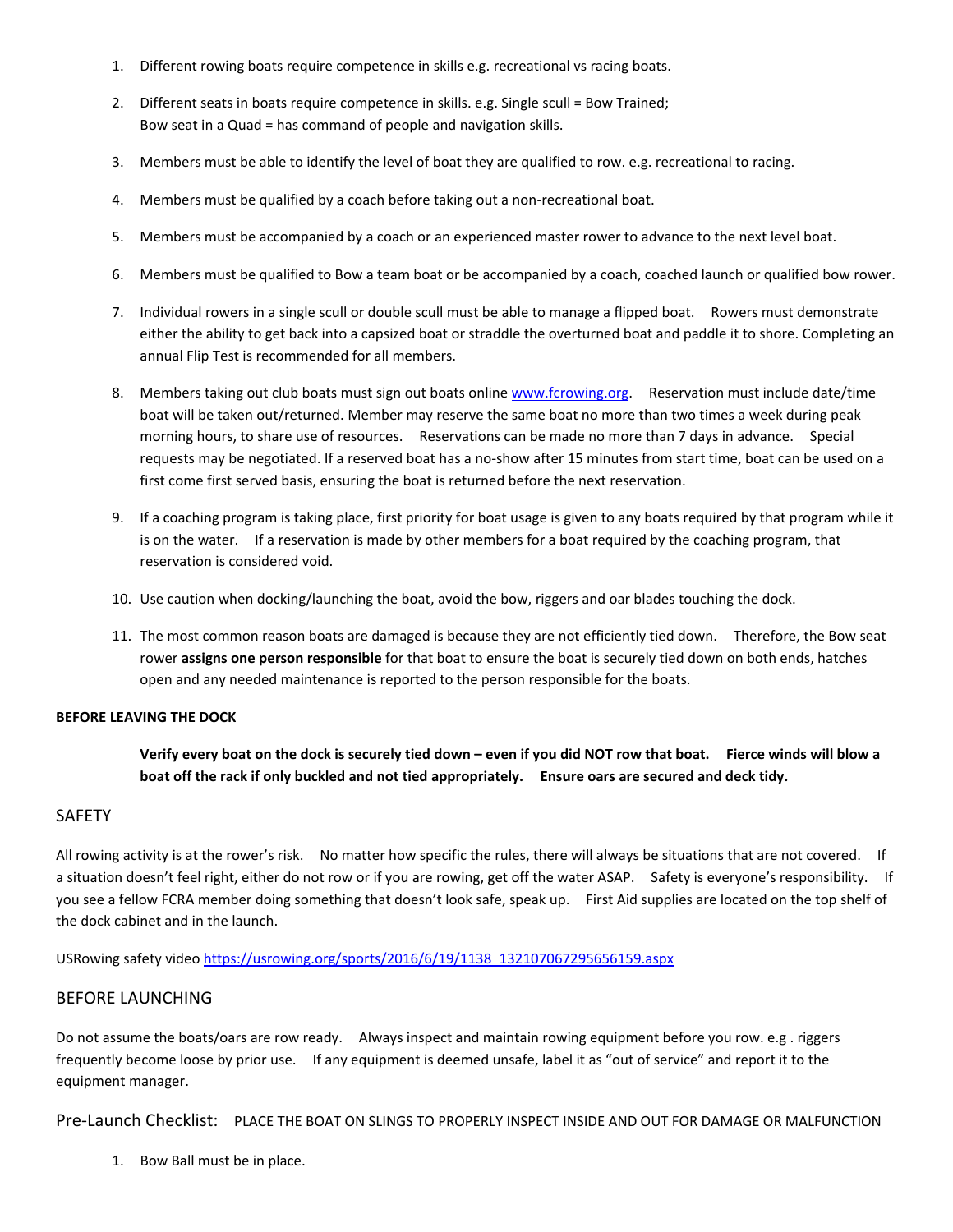1. Different rowing boats require competence in skills e.g. recreational vs racing boats.

2. Different seats in boats require competence in skills. e.g. Single scull = Bow Trained;
   Bow seat in a Quad = has command of people and navigation skills.

3. Members must be able to identify the level of boat they are qualified to row. e.g. recreational to racing.

4. Members must be qualified by a coach before taking out a non-recreational boat.

5. Members must be accompanied by a coach or an experienced master rower to advance to the next level boat.

6. Members must be qualified to Bow a team boat or be accompanied by a coach, coached launch or qualified bow rower.

7. Individual rowers in a single scull or double scull must be able to manage a flipped boat. Rowers must demonstrate either the ability to get back into a capsized boat or straddle the overturned boat and paddle it to shore. Completing an annual Flip Test is recommended for all members.

8. Members taking out club boats must sign out boats online [www.fcrowing.org](www.fcrowing.org). Reservation must include date/time boat will be taken out/returned. Member may reserve the same boat no more than two times a week during peak morning hours, to share use of resources. Reservations can be made no more than 7 days in advance. Special requests may be negotiated. If a reserved boat has a no-show after 15 minutes from start time, boat can be used on a first come first served basis, ensuring the boat is returned before the next reservation.

9. If a coaching program is taking place, first priority for boat usage is given to any boats required by that program while it is on the water. If a reservation is made by other members for a boat required by the coaching program, that reservation is considered void.

10. Use caution when docking/launching the boat, avoid the bow, riggers and oar blades touching the dock.

11. The most common reason boats are damaged is because they are not efficiently tied down. Therefore, the Bow seat rower **assigns one person responsible** for that boat to ensure the boat is securely tied down on both ends, hatches open and any needed maintenance is reported to the person responsible for the boats.

**BEFORE LEAVING THE DOCK**

> **Verify every boat on the dock is securely tied down – even if you did NOT row that boat. Fierce winds will blow a boat off the rack if only buckled and not tied appropriately. Ensure oars are secured and deck tidy.**

## SAFETY

All rowing activity is at the rower's risk. No matter how specific the rules, there will always be situations that are not covered. If a situation doesn't feel right, either do not row or if you are rowing, get off the water ASAP. Safety is everyone's responsibility. If you see a fellow FCRA member doing something that doesn't look safe, speak up. First Aid supplies are located on the top shelf of the dock cabinet and in the launch.

USRowing safety video [https://usrowing.org/sports/2016/6/19/1138_132107067295656159.aspx](https://usrowing.org/sports/2016/6/19/1138_132107067295656159.aspx)

## BEFORE LAUNCHING

Do not assume the boats/oars are row ready. Always inspect and maintain rowing equipment before you row. e.g . riggers frequently become loose by prior use. If any equipment is deemed unsafe, label it as "out of service" and report it to the equipment manager.

### Pre-Launch Checklist: PLACE THE BOAT ON SLINGS TO PROPERLY INSPECT INSIDE AND OUT FOR DAMAGE OR MALFUNCTION

1. Bow Ball must be in place.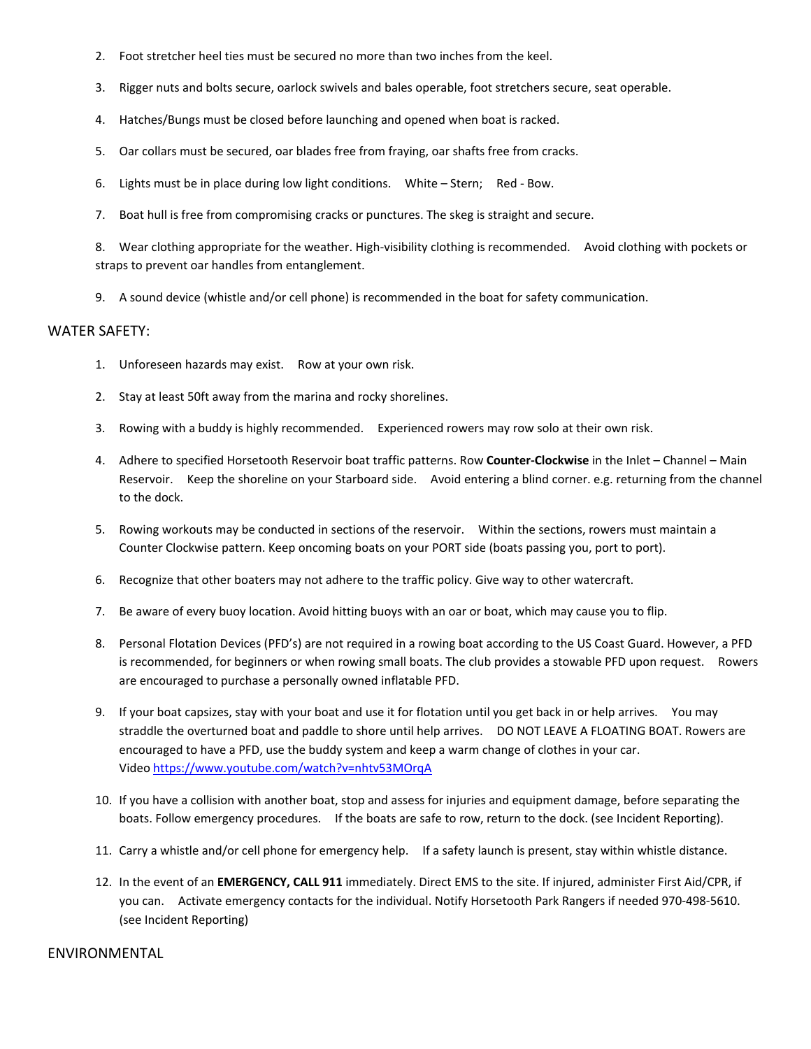2. Foot stretcher heel ties must be secured no more than two inches from the keel.
3. Rigger nuts and bolts secure, oarlock swivels and bales operable, foot stretchers secure, seat operable.
4. Hatches/Bungs must be closed before launching and opened when boat is racked.
5. Oar collars must be secured, oar blades free from fraying, oar shafts free from cracks.
6. Lights must be in place during low light conditions. White – Stern; Red - Bow.
7. Boat hull is free from compromising cracks or punctures. The skeg is straight and secure.
8. Wear clothing appropriate for the weather. High-visibility clothing is recommended. Avoid clothing with pockets or straps to prevent oar handles from entanglement.
9. A sound device (whistle and/or cell phone) is recommended in the boat for safety communication.

## WATER SAFETY:

1. Unforeseen hazards may exist. Row at your own risk.
2. Stay at least 50ft away from the marina and rocky shorelines.
3. Rowing with a buddy is highly recommended. Experienced rowers may row solo at their own risk.
4. Adhere to specified Horsetooth Reservoir boat traffic patterns. Row **Counter-Clockwise** in the Inlet – Channel – Main Reservoir. Keep the shoreline on your Starboard side. Avoid entering a blind corner. e.g. returning from the channel to the dock.
5. Rowing workouts may be conducted in sections of the reservoir. Within the sections, rowers must maintain a Counter Clockwise pattern. Keep oncoming boats on your PORT side (boats passing you, port to port).
6. Recognize that other boaters may not adhere to the traffic policy. Give way to other watercraft.
7. Be aware of every buoy location. Avoid hitting buoys with an oar or boat, which may cause you to flip.
8. Personal Flotation Devices (PFD's) are not required in a rowing boat according to the US Coast Guard. However, a PFD is recommended, for beginners or when rowing small boats. The club provides a stowable PFD upon request. Rowers are encouraged to purchase a personally owned inflatable PFD.
9. If your boat capsizes, stay with your boat and use it for flotation until you get back in or help arrives. You may straddle the overturned boat and paddle to shore until help arrives. DO NOT LEAVE A FLOATING BOAT. Rowers are encouraged to have a PFD, use the buddy system and keep a warm change of clothes in your car. Video https://www.youtube.com/watch?v=nhtv53MOrqA
10. If you have a collision with another boat, stop and assess for injuries and equipment damage, before separating the boats. Follow emergency procedures. If the boats are safe to row, return to the dock. (see Incident Reporting).
11. Carry a whistle and/or cell phone for emergency help. If a safety launch is present, stay within whistle distance.
12. In the event of an **EMERGENCY, CALL 911** immediately. Direct EMS to the site. If injured, administer First Aid/CPR, if you can. Activate emergency contacts for the individual. Notify Horsetooth Park Rangers if needed 970-498-5610. (see Incident Reporting)

## ENVIRONMENTAL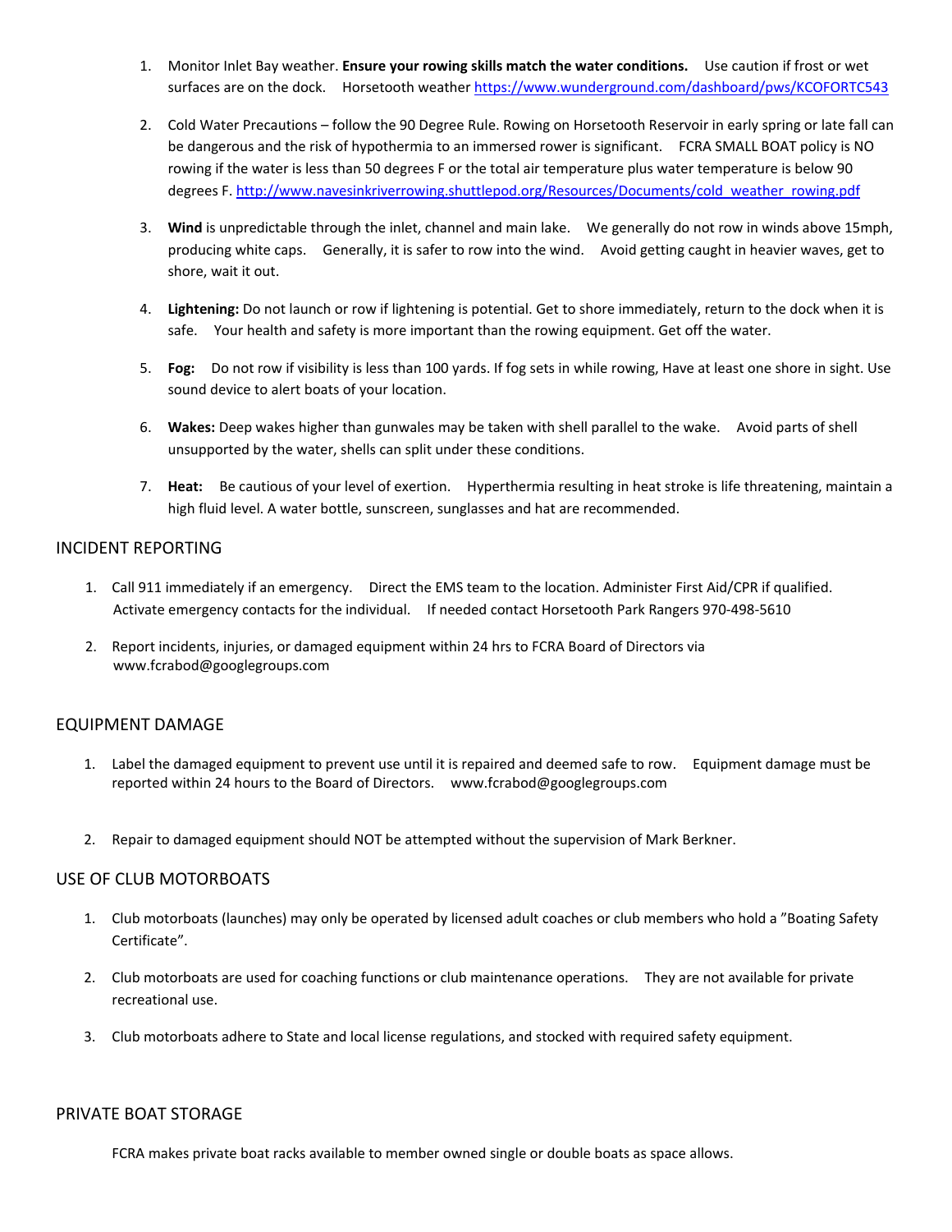1. Monitor Inlet Bay weather. **Ensure your rowing skills match the water conditions.** Use caution if frost or wet surfaces are on the dock. Horsetooth weather https://www.wunderground.com/dashboard/pws/KCOFORTC543

2. Cold Water Precautions – follow the 90 Degree Rule. Rowing on Horsetooth Reservoir in early spring or late fall can be dangerous and the risk of hypothermia to an immersed rower is significant. FCRA SMALL BOAT policy is NO rowing if the water is less than 50 degrees F or the total air temperature plus water temperature is below 90 degrees F. http://www.navesinkriverrowing.shuttlepod.org/Resources/Documents/cold_weather_rowing.pdf

3. **Wind** is unpredictable through the inlet, channel and main lake. We generally do not row in winds above 15mph, producing white caps. Generally, it is safer to row into the wind. Avoid getting caught in heavier waves, get to shore, wait it out.

4. **Lightening:** Do not launch or row if lightening is potential. Get to shore immediately, return to the dock when it is safe. Your health and safety is more important than the rowing equipment. Get off the water.

5. **Fog:** Do not row if visibility is less than 100 yards. If fog sets in while rowing, Have at least one shore in sight. Use sound device to alert boats of your location.

6. **Wakes:** Deep wakes higher than gunwales may be taken with shell parallel to the wake. Avoid parts of shell unsupported by the water, shells can split under these conditions.

7. **Heat:** Be cautious of your level of exertion. Hyperthermia resulting in heat stroke is life threatening, maintain a high fluid level. A water bottle, sunscreen, sunglasses and hat are recommended.

## INCIDENT REPORTING

1. Call 911 immediately if an emergency. Direct the EMS team to the location. Administer First Aid/CPR if qualified. Activate emergency contacts for the individual. If needed contact Horsetooth Park Rangers 970-498-5610

2. Report incidents, injuries, or damaged equipment within 24 hrs to FCRA Board of Directors via www.fcrabod@googlegroups.com

## EQUIPMENT DAMAGE

1. Label the damaged equipment to prevent use until it is repaired and deemed safe to row. Equipment damage must be reported within 24 hours to the Board of Directors. www.fcrabod@googlegroups.com

2. Repair to damaged equipment should NOT be attempted without the supervision of Mark Berkner.

## USE OF CLUB MOTORBOATS

1. Club motorboats (launches) may only be operated by licensed adult coaches or club members who hold a "Boating Safety Certificate".

2. Club motorboats are used for coaching functions or club maintenance operations. They are not available for private recreational use.

3. Club motorboats adhere to State and local license regulations, and stocked with required safety equipment.

## PRIVATE BOAT STORAGE

FCRA makes private boat racks available to member owned single or double boats as space allows.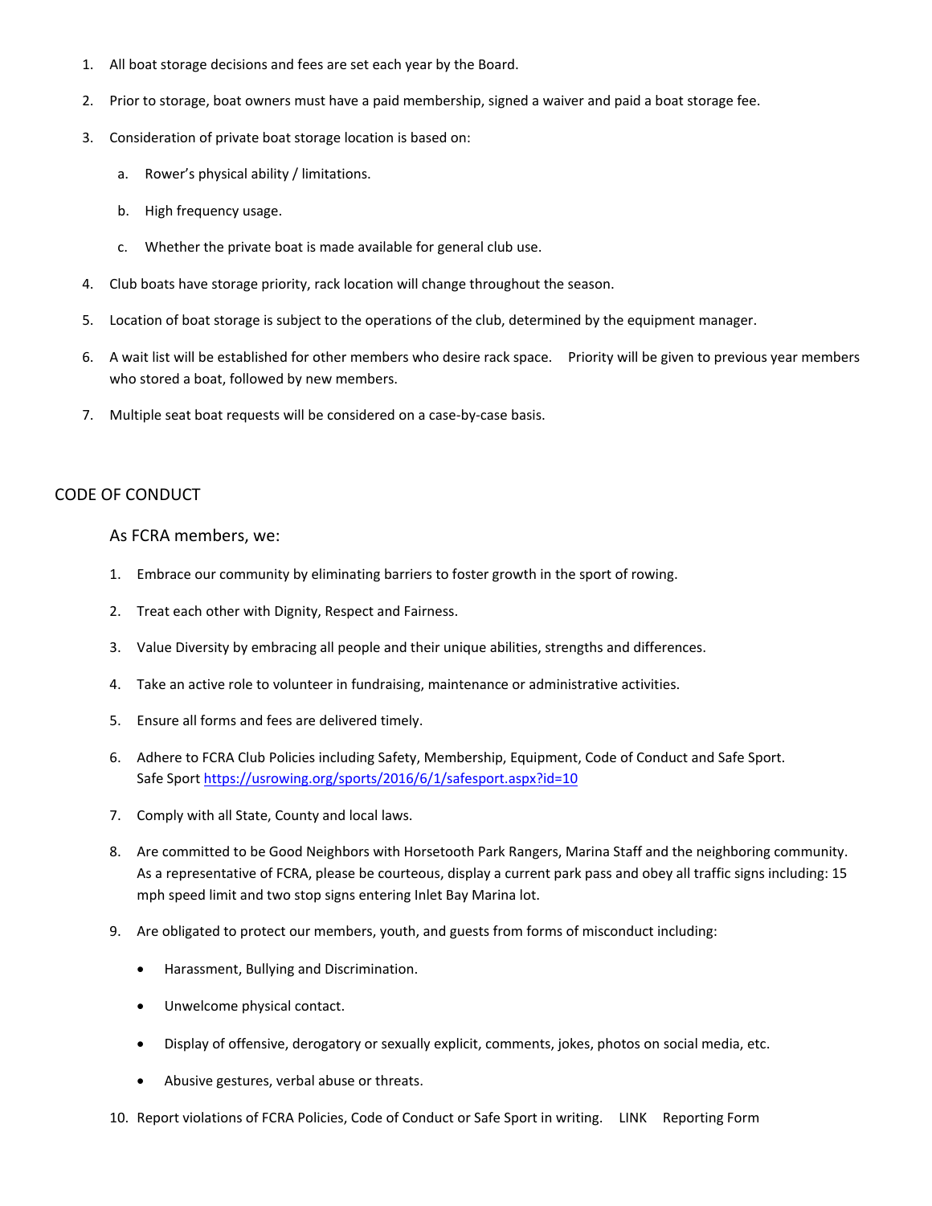1. All boat storage decisions and fees are set each year by the Board.
2. Prior to storage, boat owners must have a paid membership, signed a waiver and paid a boat storage fee.
3. Consideration of private boat storage location is based on:
   a. Rower's physical ability / limitations.
   b. High frequency usage.
   c. Whether the private boat is made available for general club use.
4. Club boats have storage priority, rack location will change throughout the season.
5. Location of boat storage is subject to the operations of the club, determined by the equipment manager.
6. A wait list will be established for other members who desire rack space. Priority will be given to previous year members who stored a boat, followed by new members.
7. Multiple seat boat requests will be considered on a case-by-case basis.

## CODE OF CONDUCT

As FCRA members, we:

1. Embrace our community by eliminating barriers to foster growth in the sport of rowing.
2. Treat each other with Dignity, Respect and Fairness.
3. Value Diversity by embracing all people and their unique abilities, strengths and differences.
4. Take an active role to volunteer in fundraising, maintenance or administrative activities.
5. Ensure all forms and fees are delivered timely.
6. Adhere to FCRA Club Policies including Safety, Membership, Equipment, Code of Conduct and Safe Sport. Safe Sport https://usrowing.org/sports/2016/6/1/safesport.aspx?id=10
7. Comply with all State, County and local laws.
8. Are committed to be Good Neighbors with Horsetooth Park Rangers, Marina Staff and the neighboring community. As a representative of FCRA, please be courteous, display a current park pass and obey all traffic signs including: 15 mph speed limit and two stop signs entering Inlet Bay Marina lot.
9. Are obligated to protect our members, youth, and guests from forms of misconduct including:
   - Harassment, Bullying and Discrimination.
   - Unwelcome physical contact.
   - Display of offensive, derogatory or sexually explicit, comments, jokes, photos on social media, etc.
   - Abusive gestures, verbal abuse or threats.
10. Report violations of FCRA Policies, Code of Conduct or Safe Sport in writing. LINK Reporting Form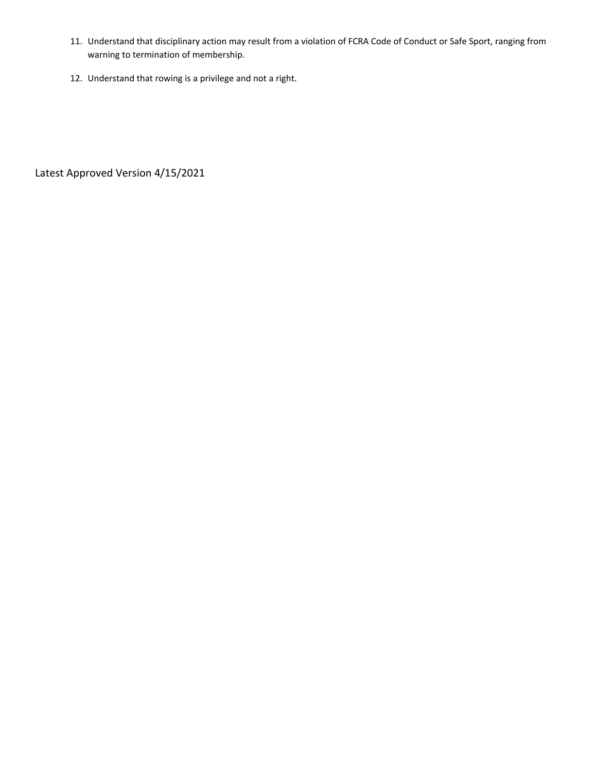11. Understand that disciplinary action may result from a violation of FCRA Code of Conduct or Safe Sport, ranging from warning to termination of membership.

12. Understand that rowing is a privilege and not a right.

Latest Approved Version 4/15/2021